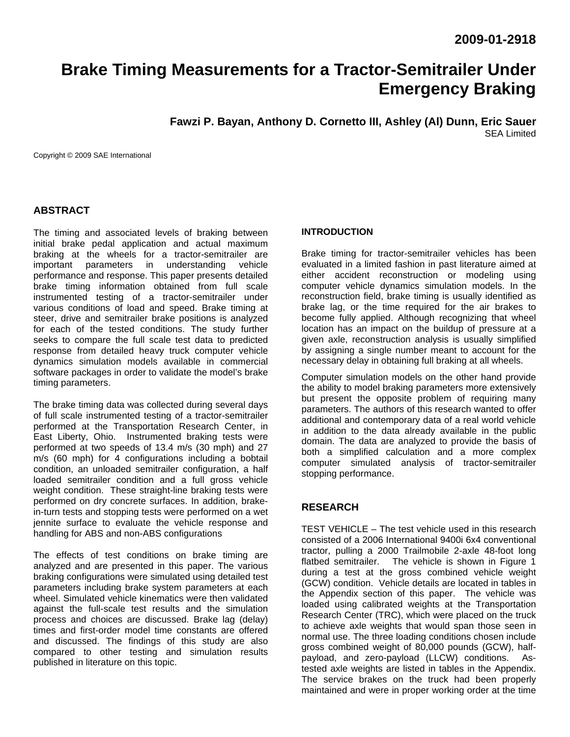2009-01-2918

# Brake Timing Measurements for a Tractor-Semitrailer Under Emergency Braking

**Fawzi P. Bayan, Anthony D. Cornetto III, Ashley (Al) Dunn, Eric Sauer**
SEA Limited

Copyright © 2009 SAE International

## ABSTRACT

The timing and associated levels of braking between initial brake pedal application and actual maximum braking at the wheels for a tractor-semitrailer are important parameters in understanding vehicle performance and response. This paper presents detailed brake timing information obtained from full scale instrumented testing of a tractor-semitrailer under various conditions of load and speed. Brake timing at steer, drive and semitrailer brake positions is analyzed for each of the tested conditions. The study further seeks to compare the full scale test data to predicted response from detailed heavy truck computer vehicle dynamics simulation models available in commercial software packages in order to validate the model's brake timing parameters.

The brake timing data was collected during several days of full scale instrumented testing of a tractor-semitrailer performed at the Transportation Research Center, in East Liberty, Ohio. Instrumented braking tests were performed at two speeds of 13.4 m/s (30 mph) and 27 m/s (60 mph) for 4 configurations including a bobtail condition, an unloaded semitrailer configuration, a half loaded semitrailer condition and a full gross vehicle weight condition. These straight-line braking tests were performed on dry concrete surfaces. In addition, brake-in-turn tests and stopping tests were performed on a wet jennite surface to evaluate the vehicle response and handling for ABS and non-ABS configurations

The effects of test conditions on brake timing are analyzed and are presented in this paper. The various braking configurations were simulated using detailed test parameters including brake system parameters at each wheel. Simulated vehicle kinematics were then validated against the full-scale test results and the simulation process and choices are discussed. Brake lag (delay) times and first-order model time constants are offered and discussed. The findings of this study are also compared to other testing and simulation results published in literature on this topic.

## INTRODUCTION

Brake timing for tractor-semitrailer vehicles has been evaluated in a limited fashion in past literature aimed at either accident reconstruction or modeling using computer vehicle dynamics simulation models. In the reconstruction field, brake timing is usually identified as brake lag, or the time required for the air brakes to become fully applied. Although recognizing that wheel location has an impact on the buildup of pressure at a given axle, reconstruction analysis is usually simplified by assigning a single number meant to account for the necessary delay in obtaining full braking at all wheels.

Computer simulation models on the other hand provide the ability to model braking parameters more extensively but present the opposite problem of requiring many parameters. The authors of this research wanted to offer additional and contemporary data of a real world vehicle in addition to the data already available in the public domain. The data are analyzed to provide the basis of both a simplified calculation and a more complex computer simulated analysis of tractor-semitrailer stopping performance.

## RESEARCH

TEST VEHICLE – The test vehicle used in this research consisted of a 2006 International 9400i 6x4 conventional tractor, pulling a 2000 Trailmobile 2-axle 48-foot long flatbed semitrailer. The vehicle is shown in Figure 1 during a test at the gross combined vehicle weight (GCW) condition. Vehicle details are located in tables in the Appendix section of this paper. The vehicle was loaded using calibrated weights at the Transportation Research Center (TRC), which were placed on the truck to achieve axle weights that would span those seen in normal use. The three loading conditions chosen include gross combined weight of 80,000 pounds (GCW), half-payload, and zero-payload (LLCW) conditions. As-tested axle weights are listed in tables in the Appendix. The service brakes on the truck had been properly maintained and were in proper working order at the time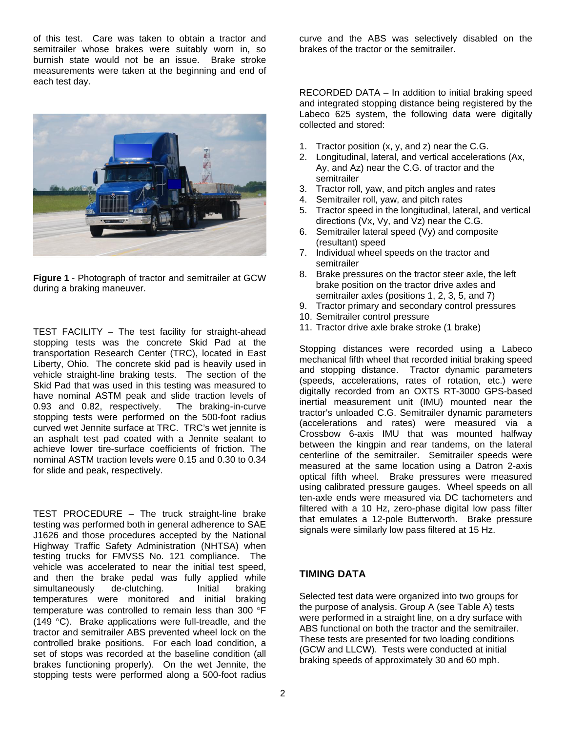of this test. Care was taken to obtain a tractor and semitrailer whose brakes were suitably worn in, so burnish state would not be an issue. Brake stroke measurements were taken at the beginning and end of each test day.

**Figure 1** - Photograph of tractor and semitrailer at GCW during a braking maneuver.

TEST FACILITY – The test facility for straight-ahead stopping tests was the concrete Skid Pad at the transportation Research Center (TRC), located in East Liberty, Ohio. The concrete skid pad is heavily used in vehicle straight-line braking tests. The section of the Skid Pad that was used in this testing was measured to have nominal ASTM peak and slide traction levels of 0.93 and 0.82, respectively. The braking-in-curve stopping tests were performed on the 500-foot radius curved wet Jennite surface at TRC. TRC's wet jennite is an asphalt test pad coated with a Jennite sealant to achieve lower tire-surface coefficients of friction. The nominal ASTM traction levels were 0.15 and 0.30 to 0.34 for slide and peak, respectively.

TEST PROCEDURE – The truck straight-line brake testing was performed both in general adherence to SAE J1626 and those procedures accepted by the National Highway Traffic Safety Administration (NHTSA) when testing trucks for FMVSS No. 121 compliance. The vehicle was accelerated to near the initial test speed, and then the brake pedal was fully applied while simultaneously de-clutching. Initial braking temperatures were monitored and initial braking temperature was controlled to remain less than 300 °F (149 °C). Brake applications were full-treadle, and the tractor and semitrailer ABS prevented wheel lock on the controlled brake positions. For each load condition, a set of stops was recorded at the baseline condition (all brakes functioning properly). On the wet Jennite, the stopping tests were performed along a 500-foot radius curve and the ABS was selectively disabled on the brakes of the tractor or the semitrailer.

RECORDED DATA – In addition to initial braking speed and integrated stopping distance being registered by the Labeco 625 system, the following data were digitally collected and stored:

1. Tractor position (x, y, and z) near the C.G.
2. Longitudinal, lateral, and vertical accelerations (Ax, Ay, and Az) near the C.G. of tractor and the semitrailer
3. Tractor roll, yaw, and pitch angles and rates
4. Semitrailer roll, yaw, and pitch rates
5. Tractor speed in the longitudinal, lateral, and vertical directions (Vx, Vy, and Vz) near the C.G.
6. Semitrailer lateral speed (Vy) and composite (resultant) speed
7. Individual wheel speeds on the tractor and semitrailer
8. Brake pressures on the tractor steer axle, the left brake position on the tractor drive axles and semitrailer axles (positions 1, 2, 3, 5, and 7)
9. Tractor primary and secondary control pressures
10. Semitrailer control pressure
11. Tractor drive axle brake stroke (1 brake)

Stopping distances were recorded using a Labeco mechanical fifth wheel that recorded initial braking speed and stopping distance. Tractor dynamic parameters (speeds, accelerations, rates of rotation, etc.) were digitally recorded from an OXTS RT-3000 GPS-based inertial measurement unit (IMU) mounted near the tractor's unloaded C.G. Semitrailer dynamic parameters (accelerations and rates) were measured via a Crossbow 6-axis IMU that was mounted halfway between the kingpin and rear tandems, on the lateral centerline of the semitrailer. Semitrailer speeds were measured at the same location using a Datron 2-axis optical fifth wheel. Brake pressures were measured using calibrated pressure gauges. Wheel speeds on all ten-axle ends were measured via DC tachometers and filtered with a 10 Hz, zero-phase digital low pass filter that emulates a 12-pole Butterworth. Brake pressure signals were similarly low pass filtered at 15 Hz.

## TIMING DATA

Selected test data were organized into two groups for the purpose of analysis. Group A (see Table A) tests were performed in a straight line, on a dry surface with ABS functional on both the tractor and the semitrailer. These tests are presented for two loading conditions (GCW and LLCW). Tests were conducted at initial braking speeds of approximately 30 and 60 mph.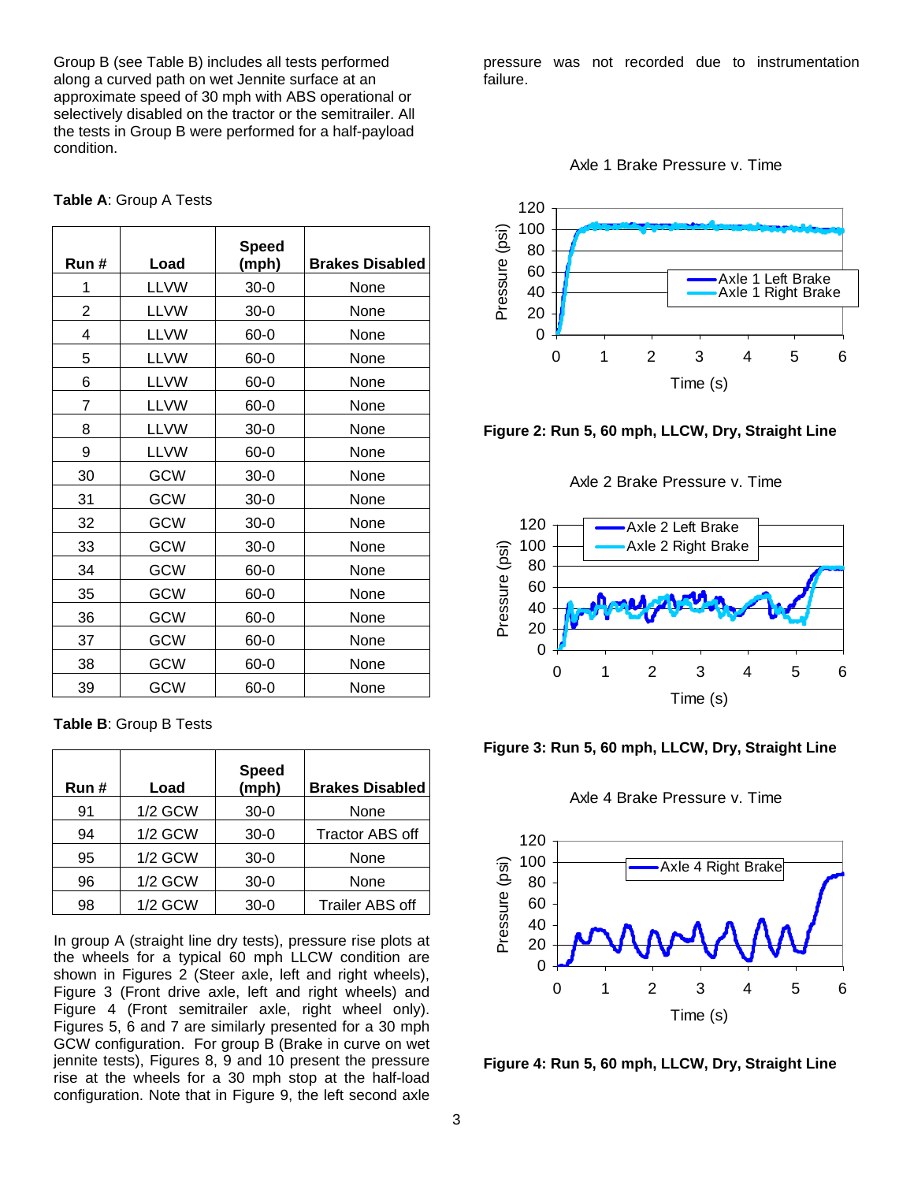Group B (see Table B) includes all tests performed along a curved path on wet Jennite surface at an approximate speed of 30 mph with ABS operational or selectively disabled on the tractor or the semitrailer. All the tests in Group B were performed for a half-payload condition.

**Table A**: Group A Tests

| Run # | Load | Speed (mph) | Brakes Disabled |
|---|---|---|---|
| 1 | LLVW | 30-0 | None |
| 2 | LLVW | 30-0 | None |
| 4 | LLVW | 60-0 | None |
| 5 | LLVW | 60-0 | None |
| 6 | LLVW | 60-0 | None |
| 7 | LLVW | 60-0 | None |
| 8 | LLVW | 30-0 | None |
| 9 | LLVW | 60-0 | None |
| 30 | GCW | 30-0 | None |
| 31 | GCW | 30-0 | None |
| 32 | GCW | 30-0 | None |
| 33 | GCW | 30-0 | None |
| 34 | GCW | 60-0 | None |
| 35 | GCW | 60-0 | None |
| 36 | GCW | 60-0 | None |
| 37 | GCW | 60-0 | None |
| 38 | GCW | 60-0 | None |
| 39 | GCW | 60-0 | None |

**Table B**: Group B Tests

| Run # | Load | Speed (mph) | Brakes Disabled |
|---|---|---|---|
| 91 | 1/2 GCW | 30-0 | None |
| 94 | 1/2 GCW | 30-0 | Tractor ABS off |
| 95 | 1/2 GCW | 30-0 | None |
| 96 | 1/2 GCW | 30-0 | None |
| 98 | 1/2 GCW | 30-0 | Trailer ABS off |

In group A (straight line dry tests), pressure rise plots at the wheels for a typical 60 mph LLCW condition are shown in Figures 2 (Steer axle, left and right wheels), Figure 3 (Front drive axle, left and right wheels) and Figure 4 (Front semitrailer axle, right wheel only). Figures 5, 6 and 7 are similarly presented for a 30 mph GCW configuration. For group B (Brake in curve on wet jennite tests), Figures 8, 9 and 10 present the pressure rise at the wheels for a 30 mph stop at the half-load configuration. Note that in Figure 9, the left second axle pressure was not recorded due to instrumentation failure.

Axle 1 Brake Pressure v. Time

**Figure 2: Run 5, 60 mph, LLCW, Dry, Straight Line**

Axle 2 Brake Pressure v. Time

**Figure 3: Run 5, 60 mph, LLCW, Dry, Straight Line**

Axle 4 Brake Pressure v. Time

**Figure 4: Run 5, 60 mph, LLCW, Dry, Straight Line**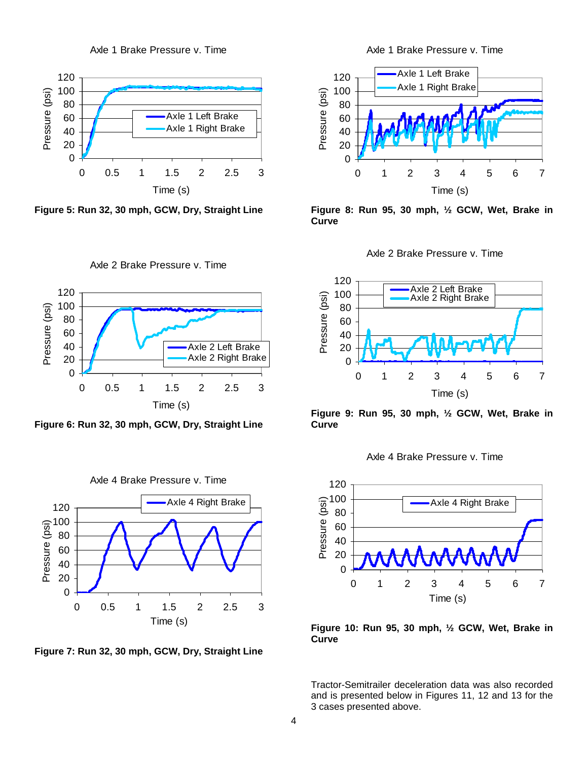Axle 1 Brake Pressure v. Time

**Figure 5: Run 32, 30 mph, GCW, Dry, Straight Line**

Axle 2 Brake Pressure v. Time

**Figure 6: Run 32, 30 mph, GCW, Dry, Straight Line**

Axle 4 Brake Pressure v. Time

**Figure 7: Run 32, 30 mph, GCW, Dry, Straight Line**

Axle 1 Brake Pressure v. Time

**Figure 8: Run 95, 30 mph, ½ GCW, Wet, Brake in Curve**

Axle 2 Brake Pressure v. Time

**Figure 9: Run 95, 30 mph, ½ GCW, Wet, Brake in Curve**

Axle 4 Brake Pressure v. Time

**Figure 10: Run 95, 30 mph, ½ GCW, Wet, Brake in Curve**

Tractor-Semitrailer deceleration data was also recorded and is presented below in Figures 11, 12 and 13 for the 3 cases presented above.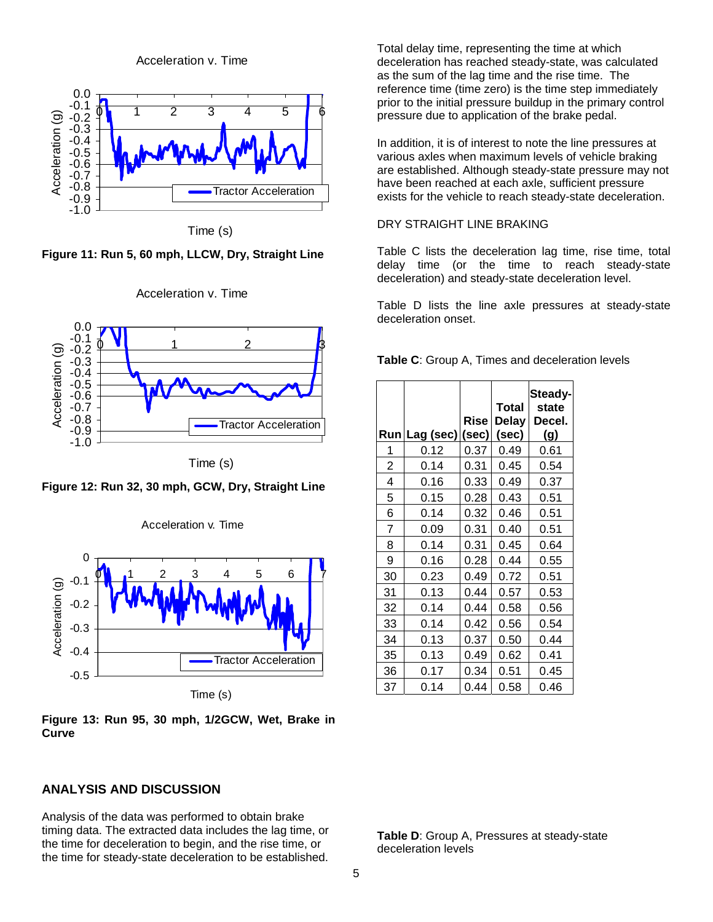Figure 11: Run 5, 60 mph, LLCW, Dry, Straight Line

Figure 12: Run 32, 30 mph, GCW, Dry, Straight Line

Figure 13: Run 95, 30 mph, 1/2GCW, Wet, Brake in Curve

## ANALYSIS AND DISCUSSION

Analysis of the data was performed to obtain brake timing data. The extracted data includes the lag time, or the time for deceleration to begin, and the rise time, or the time for steady-state deceleration to be established.

Total delay time, representing the time at which deceleration has reached steady-state, was calculated as the sum of the lag time and the rise time. The reference time (time zero) is the time step immediately prior to the initial pressure buildup in the primary control pressure due to application of the brake pedal.

In addition, it is of interest to note the line pressures at various axles when maximum levels of vehicle braking are established. Although steady-state pressure may not have been reached at each axle, sufficient pressure exists for the vehicle to reach steady-state deceleration.

DRY STRAIGHT LINE BRAKING

Table C lists the deceleration lag time, rise time, total delay time (or the time to reach steady-state deceleration) and steady-state deceleration level.

Table D lists the line axle pressures at steady-state deceleration onset.

**Table C**: Group A, Times and deceleration levels

| Run | Lag (sec) | Rise (sec) | Total Delay (sec) | Steady-state Decel. (g) |
|---|---|---|---|---|
| 1 | 0.12 | 0.37 | 0.49 | 0.61 |
| 2 | 0.14 | 0.31 | 0.45 | 0.54 |
| 4 | 0.16 | 0.33 | 0.49 | 0.37 |
| 5 | 0.15 | 0.28 | 0.43 | 0.51 |
| 6 | 0.14 | 0.32 | 0.46 | 0.51 |
| 7 | 0.09 | 0.31 | 0.40 | 0.51 |
| 8 | 0.14 | 0.31 | 0.45 | 0.64 |
| 9 | 0.16 | 0.28 | 0.44 | 0.55 |
| 30 | 0.23 | 0.49 | 0.72 | 0.51 |
| 31 | 0.13 | 0.44 | 0.57 | 0.53 |
| 32 | 0.14 | 0.44 | 0.58 | 0.56 |
| 33 | 0.14 | 0.42 | 0.56 | 0.54 |
| 34 | 0.13 | 0.37 | 0.50 | 0.44 |
| 35 | 0.13 | 0.49 | 0.62 | 0.41 |
| 36 | 0.17 | 0.34 | 0.51 | 0.45 |
| 37 | 0.14 | 0.44 | 0.58 | 0.46 |

**Table D**: Group A, Pressures at steady-state deceleration levels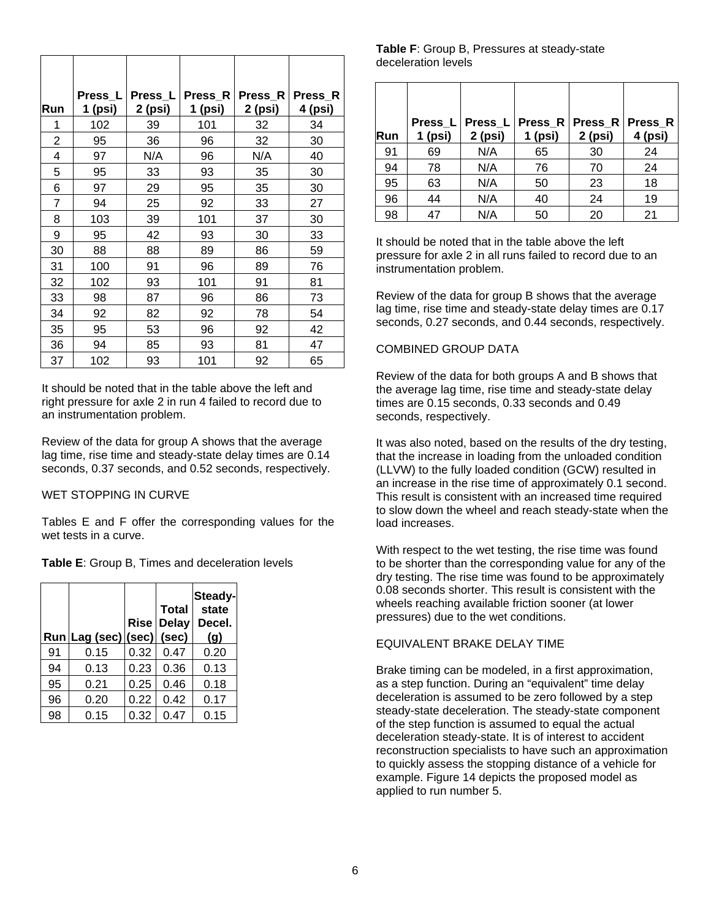| Run | Press_L 1 (psi) | Press_L 2 (psi) | Press_R 1 (psi) | Press_R 2 (psi) | Press_R 4 (psi) |
|---|---|---|---|---|---|
| 1 | 102 | 39 | 101 | 32 | 34 |
| 2 | 95 | 36 | 96 | 32 | 30 |
| 4 | 97 | N/A | 96 | N/A | 40 |
| 5 | 95 | 33 | 93 | 35 | 30 |
| 6 | 97 | 29 | 95 | 35 | 30 |
| 7 | 94 | 25 | 92 | 33 | 27 |
| 8 | 103 | 39 | 101 | 37 | 30 |
| 9 | 95 | 42 | 93 | 30 | 33 |
| 30 | 88 | 88 | 89 | 86 | 59 |
| 31 | 100 | 91 | 96 | 89 | 76 |
| 32 | 102 | 93 | 101 | 91 | 81 |
| 33 | 98 | 87 | 96 | 86 | 73 |
| 34 | 92 | 82 | 92 | 78 | 54 |
| 35 | 95 | 53 | 96 | 92 | 42 |
| 36 | 94 | 85 | 93 | 81 | 47 |
| 37 | 102 | 93 | 101 | 92 | 65 |

It should be noted that in the table above the left and right pressure for axle 2 in run 4 failed to record due to an instrumentation problem.

Review of the data for group A shows that the average lag time, rise time and steady-state delay times are 0.14 seconds, 0.37 seconds, and 0.52 seconds, respectively.

WET STOPPING IN CURVE

Tables E and F offer the corresponding values for the wet tests in a curve.

**Table E**: Group B, Times and deceleration levels

| Run | Lag (sec) | Rise (sec) | Total Delay (sec) | Steady-state Decel. (g) |
|---|---|---|---|---|
| 91 | 0.15 | 0.32 | 0.47 | 0.20 |
| 94 | 0.13 | 0.23 | 0.36 | 0.13 |
| 95 | 0.21 | 0.25 | 0.46 | 0.18 |
| 96 | 0.20 | 0.22 | 0.42 | 0.17 |
| 98 | 0.15 | 0.32 | 0.47 | 0.15 |

**Table F**: Group B, Pressures at steady-state deceleration levels

| Run | Press_L 1 (psi) | Press_L 2 (psi) | Press_R 1 (psi) | Press_R 2 (psi) | Press_R 4 (psi) |
|---|---|---|---|---|---|
| 91 | 69 | N/A | 65 | 30 | 24 |
| 94 | 78 | N/A | 76 | 70 | 24 |
| 95 | 63 | N/A | 50 | 23 | 18 |
| 96 | 44 | N/A | 40 | 24 | 19 |
| 98 | 47 | N/A | 50 | 20 | 21 |

It should be noted that in the table above the left pressure for axle 2 in all runs failed to record due to an instrumentation problem.

Review of the data for group B shows that the average lag time, rise time and steady-state delay times are 0.17 seconds, 0.27 seconds, and 0.44 seconds, respectively.

COMBINED GROUP DATA

Review of the data for both groups A and B shows that the average lag time, rise time and steady-state delay times are 0.15 seconds, 0.33 seconds and 0.49 seconds, respectively.

It was also noted, based on the results of the dry testing, that the increase in loading from the unloaded condition (LLVW) to the fully loaded condition (GCW) resulted in an increase in the rise time of approximately 0.1 second. This result is consistent with an increased time required to slow down the wheel and reach steady-state when the load increases.

With respect to the wet testing, the rise time was found to be shorter than the corresponding value for any of the dry testing. The rise time was found to be approximately 0.08 seconds shorter. This result is consistent with the wheels reaching available friction sooner (at lower pressures) due to the wet conditions.

EQUIVALENT BRAKE DELAY TIME

Brake timing can be modeled, in a first approximation, as a step function. During an "equivalent" time delay deceleration is assumed to be zero followed by a step steady-state deceleration. The steady-state component of the step function is assumed to equal the actual deceleration steady-state. It is of interest to accident reconstruction specialists to have such an approximation to quickly assess the stopping distance of a vehicle for example. Figure 14 depicts the proposed model as applied to run number 5.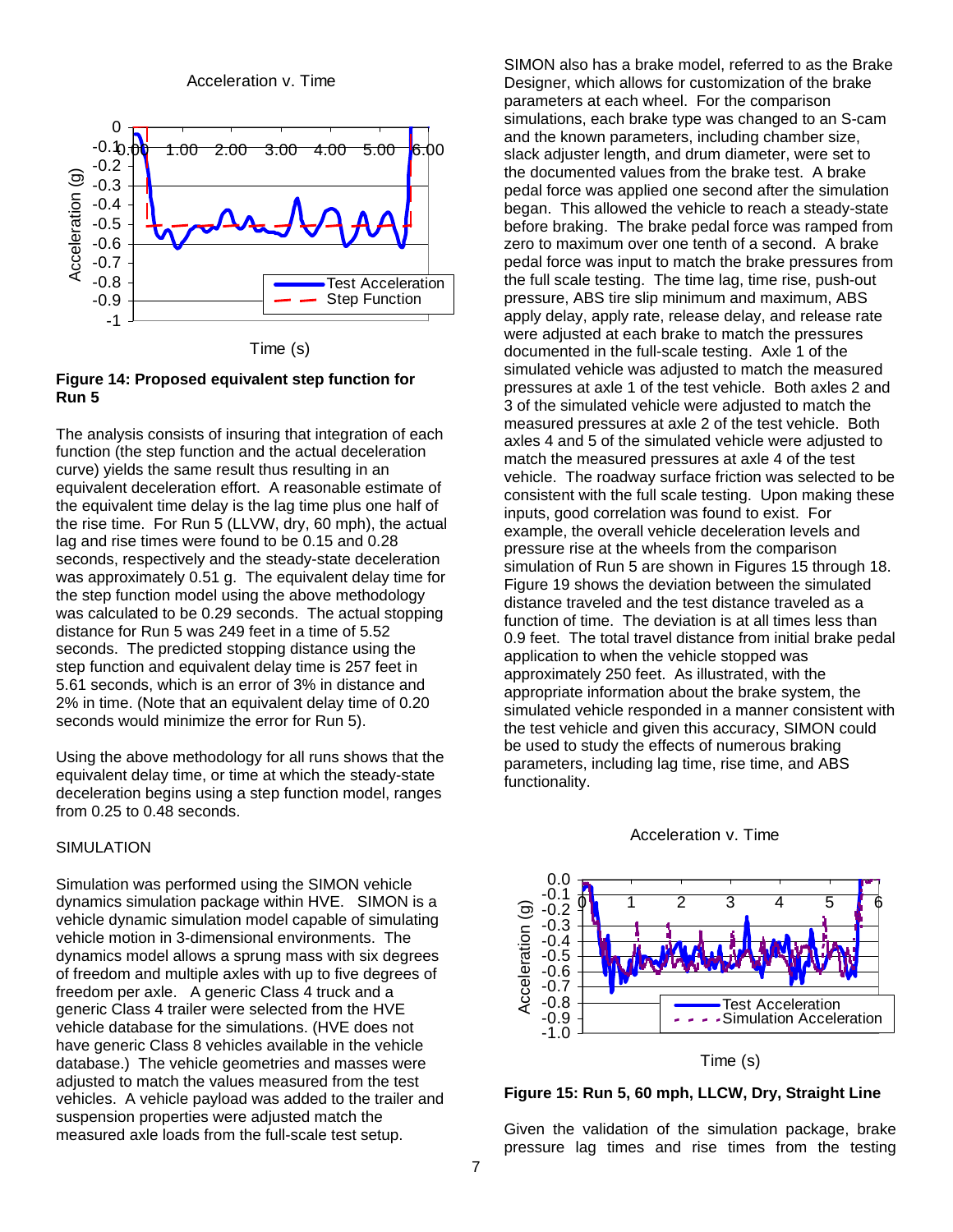Figure 14: **Proposed equivalent step function for Run 5**

The analysis consists of insuring that integration of each function (the step function and the actual deceleration curve) yields the same result thus resulting in an equivalent deceleration effort. A reasonable estimate of the equivalent time delay is the lag time plus one half of the rise time. For Run 5 (LLVW, dry, 60 mph), the actual lag and rise times were found to be 0.15 and 0.28 seconds, respectively and the steady-state deceleration was approximately 0.51 g. The equivalent delay time for the step function model using the above methodology was calculated to be 0.29 seconds. The actual stopping distance for Run 5 was 249 feet in a time of 5.52 seconds. The predicted stopping distance using the step function and equivalent delay time is 257 feet in 5.61 seconds, which is an error of 3% in distance and 2% in time. (Note that an equivalent delay time of 0.20 seconds would minimize the error for Run 5).

Using the above methodology for all runs shows that the equivalent delay time, or time at which the steady-state deceleration begins using a step function model, ranges from 0.25 to 0.48 seconds.

## SIMULATION

Simulation was performed using the SIMON vehicle dynamics simulation package within HVE. SIMON is a vehicle dynamic simulation model capable of simulating vehicle motion in 3-dimensional environments. The dynamics model allows a sprung mass with six degrees of freedom and multiple axles with up to five degrees of freedom per axle. A generic Class 4 truck and a generic Class 4 trailer were selected from the HVE vehicle database for the simulations. (HVE does not have generic Class 8 vehicles available in the vehicle database.) The vehicle geometries and masses were adjusted to match the values measured from the test vehicles. A vehicle payload was added to the trailer and suspension properties were adjusted match the measured axle loads from the full-scale test setup.

SIMON also has a brake model, referred to as the Brake Designer, which allows for customization of the brake parameters at each wheel. For the comparison simulations, each brake type was changed to an S-cam and the known parameters, including chamber size, slack adjuster length, and drum diameter, were set to the documented values from the brake test. A brake pedal force was applied one second after the simulation began. This allowed the vehicle to reach a steady-state before braking. The brake pedal force was ramped from zero to maximum over one tenth of a second. A brake pedal force was input to match the brake pressures from the full scale testing. The time lag, time rise, push-out pressure, ABS tire slip minimum and maximum, ABS apply delay, apply rate, release delay, and release rate were adjusted at each brake to match the pressures documented in the full-scale testing. Axle 1 of the simulated vehicle was adjusted to match the measured pressures at axle 1 of the test vehicle. Both axles 2 and 3 of the simulated vehicle were adjusted to match the measured pressures at axle 2 of the test vehicle. Both axles 4 and 5 of the simulated vehicle were adjusted to match the measured pressures at axle 4 of the test vehicle. The roadway surface friction was selected to be consistent with the full scale testing. Upon making these inputs, good correlation was found to exist. For example, the overall vehicle deceleration levels and pressure rise at the wheels from the comparison simulation of Run 5 are shown in Figures 15 through 18. Figure 19 shows the deviation between the simulated distance traveled and the test distance traveled as a function of time. The deviation is at all times less than 0.9 feet. The total travel distance from initial brake pedal application to when the vehicle stopped was approximately 250 feet. As illustrated, with the appropriate information about the brake system, the simulated vehicle responded in a manner consistent with the test vehicle and given this accuracy, SIMON could be used to study the effects of numerous braking parameters, including lag time, rise time, and ABS functionality.

**Figure 15: Run 5, 60 mph, LLCW, Dry, Straight Line**

Given the validation of the simulation package, brake pressure lag times and rise times from the testing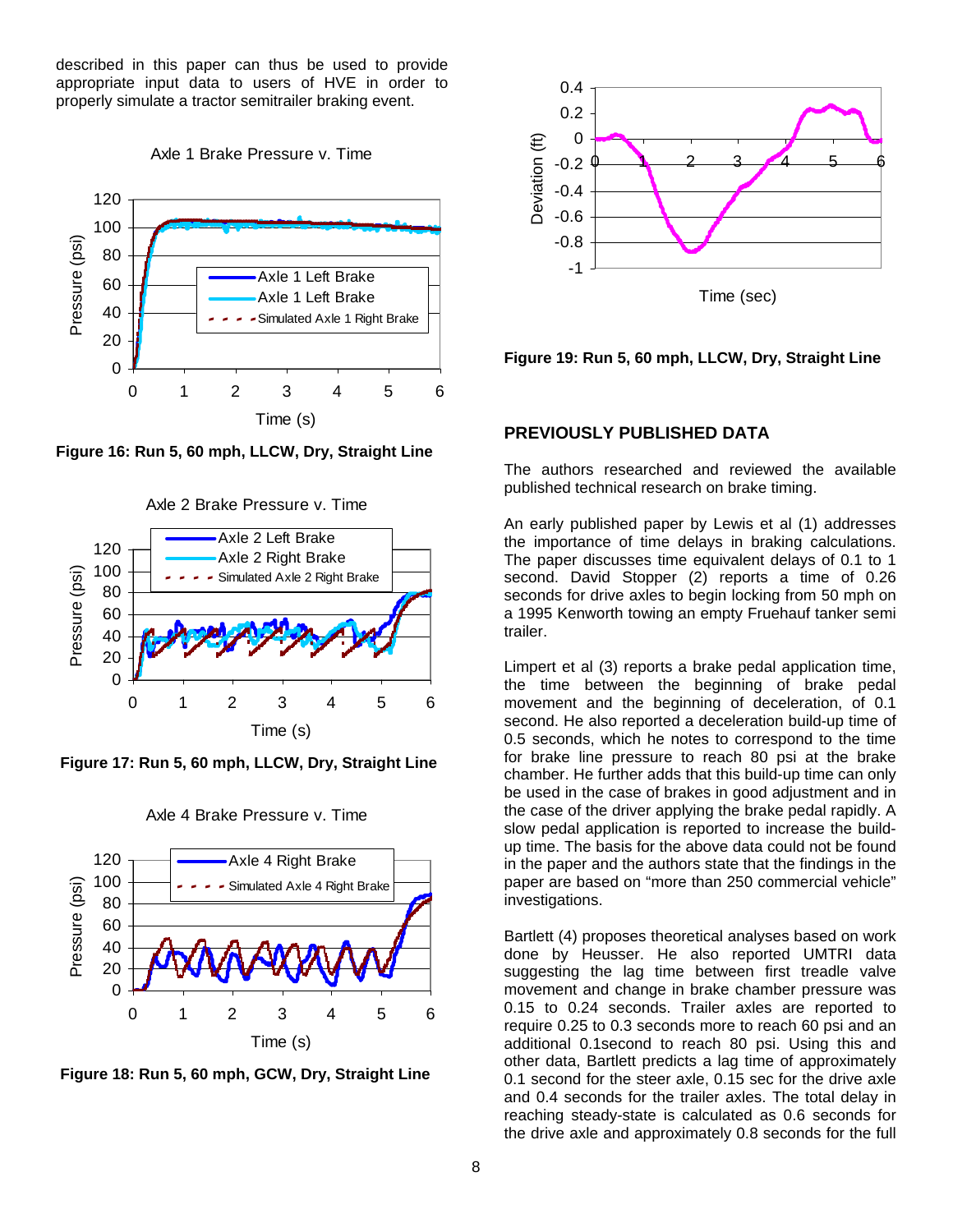described in this paper can thus be used to provide appropriate input data to users of HVE in order to properly simulate a tractor semitrailer braking event.

Figure 16: Run 5, 60 mph, LLCW, Dry, Straight Line

Figure 17: Run 5, 60 mph, LLCW, Dry, Straight Line

Figure 18: Run 5, 60 mph, GCW, Dry, Straight Line

Figure 19: Run 5, 60 mph, LLCW, Dry, Straight Line

## PREVIOUSLY PUBLISHED DATA

The authors researched and reviewed the available published technical research on brake timing.

An early published paper by Lewis et al (1) addresses the importance of time delays in braking calculations. The paper discusses time equivalent delays of 0.1 to 1 second. David Stopper (2) reports a time of 0.26 seconds for drive axles to begin locking from 50 mph on a 1995 Kenworth towing an empty Fruehauf tanker semi trailer.

Limpert et al (3) reports a brake pedal application time, the time between the beginning of brake pedal movement and the beginning of deceleration, of 0.1 second. He also reported a deceleration build-up time of 0.5 seconds, which he notes to correspond to the time for brake line pressure to reach 80 psi at the brake chamber. He further adds that this build-up time can only be used in the case of brakes in good adjustment and in the case of the driver applying the brake pedal rapidly. A slow pedal application is reported to increase the build-up time. The basis for the above data could not be found in the paper and the authors state that the findings in the paper are based on "more than 250 commercial vehicle" investigations.

Bartlett (4) proposes theoretical analyses based on work done by Heusser. He also reported UMTRI data suggesting the lag time between first treadle valve movement and change in brake chamber pressure was 0.15 to 0.24 seconds. Trailer axles are reported to require 0.25 to 0.3 seconds more to reach 60 psi and an additional 0.1second to reach 80 psi. Using this and other data, Bartlett predicts a lag time of approximately 0.1 second for the steer axle, 0.15 sec for the drive axle and 0.4 seconds for the trailer axles. The total delay in reaching steady-state is calculated as 0.6 seconds for the drive axle and approximately 0.8 seconds for the full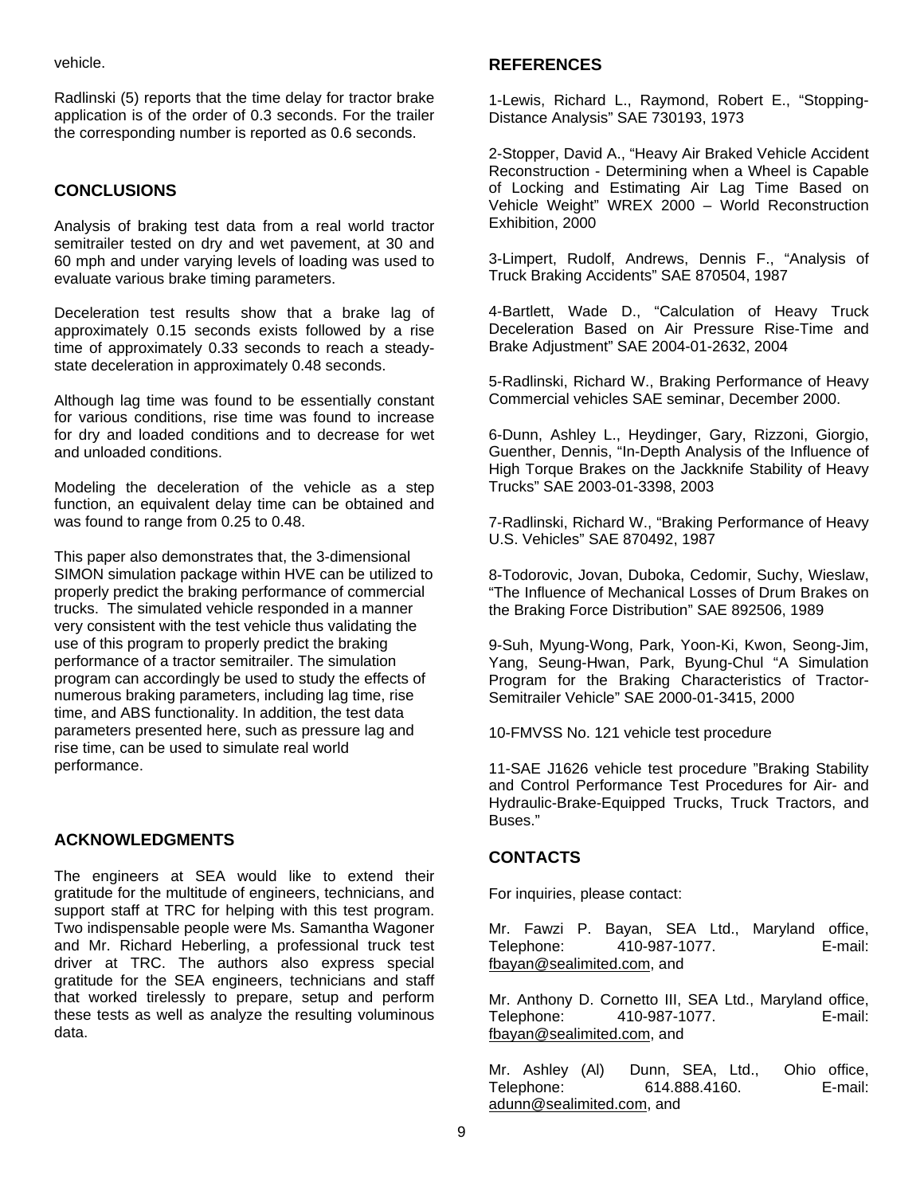vehicle.

Radlinski (5) reports that the time delay for tractor brake application is of the order of 0.3 seconds. For the trailer the corresponding number is reported as 0.6 seconds.

## CONCLUSIONS

Analysis of braking test data from a real world tractor semitrailer tested on dry and wet pavement, at 30 and 60 mph and under varying levels of loading was used to evaluate various brake timing parameters.

Deceleration test results show that a brake lag of approximately 0.15 seconds exists followed by a rise time of approximately 0.33 seconds to reach a steady-state deceleration in approximately 0.48 seconds.

Although lag time was found to be essentially constant for various conditions, rise time was found to increase for dry and loaded conditions and to decrease for wet and unloaded conditions.

Modeling the deceleration of the vehicle as a step function, an equivalent delay time can be obtained and was found to range from 0.25 to 0.48.

This paper also demonstrates that, the 3-dimensional SIMON simulation package within HVE can be utilized to properly predict the braking performance of commercial trucks. The simulated vehicle responded in a manner very consistent with the test vehicle thus validating the use of this program to properly predict the braking performance of a tractor semitrailer. The simulation program can accordingly be used to study the effects of numerous braking parameters, including lag time, rise time, and ABS functionality. In addition, the test data parameters presented here, such as pressure lag and rise time, can be used to simulate real world performance.

## ACKNOWLEDGMENTS

The engineers at SEA would like to extend their gratitude for the multitude of engineers, technicians, and support staff at TRC for helping with this test program. Two indispensable people were Ms. Samantha Wagoner and Mr. Richard Heberling, a professional truck test driver at TRC. The authors also express special gratitude for the SEA engineers, technicians and staff that worked tirelessly to prepare, setup and perform these tests as well as analyze the resulting voluminous data.

## REFERENCES

1-Lewis, Richard L., Raymond, Robert E., "Stopping-Distance Analysis" SAE 730193, 1973

2-Stopper, David A., "Heavy Air Braked Vehicle Accident Reconstruction - Determining when a Wheel is Capable of Locking and Estimating Air Lag Time Based on Vehicle Weight" WREX 2000 – World Reconstruction Exhibition, 2000

3-Limpert, Rudolf, Andrews, Dennis F., "Analysis of Truck Braking Accidents" SAE 870504, 1987

4-Bartlett, Wade D., "Calculation of Heavy Truck Deceleration Based on Air Pressure Rise-Time and Brake Adjustment" SAE 2004-01-2632, 2004

5-Radlinski, Richard W., Braking Performance of Heavy Commercial vehicles SAE seminar, December 2000.

6-Dunn, Ashley L., Heydinger, Gary, Rizzoni, Giorgio, Guenther, Dennis, "In-Depth Analysis of the Influence of High Torque Brakes on the Jackknife Stability of Heavy Trucks" SAE 2003-01-3398, 2003

7-Radlinski, Richard W., "Braking Performance of Heavy U.S. Vehicles" SAE 870492, 1987

8-Todorovic, Jovan, Duboka, Cedomir, Suchy, Wieslaw, "The Influence of Mechanical Losses of Drum Brakes on the Braking Force Distribution" SAE 892506, 1989

9-Suh, Myung-Wong, Park, Yoon-Ki, Kwon, Seong-Jim, Yang, Seung-Hwan, Park, Byung-Chul "A Simulation Program for the Braking Characteristics of Tractor-Semitrailer Vehicle" SAE 2000-01-3415, 2000

10-FMVSS No. 121 vehicle test procedure

11-SAE J1626 vehicle test procedure "Braking Stability and Control Performance Test Procedures for Air- and Hydraulic-Brake-Equipped Trucks, Truck Tractors, and Buses."

## CONTACTS

For inquiries, please contact:

Mr. Fawzi P. Bayan, SEA Ltd., Maryland office, Telephone: 410-987-1077. E-mail: fbayan@sealimited.com, and

Mr. Anthony D. Cornetto III, SEA Ltd., Maryland office, Telephone: 410-987-1077. E-mail: fbayan@sealimited.com, and

Mr. Ashley (Al) Dunn, SEA, Ltd., Ohio office, Telephone: 614.888.4160. E-mail: adunn@sealimited.com, and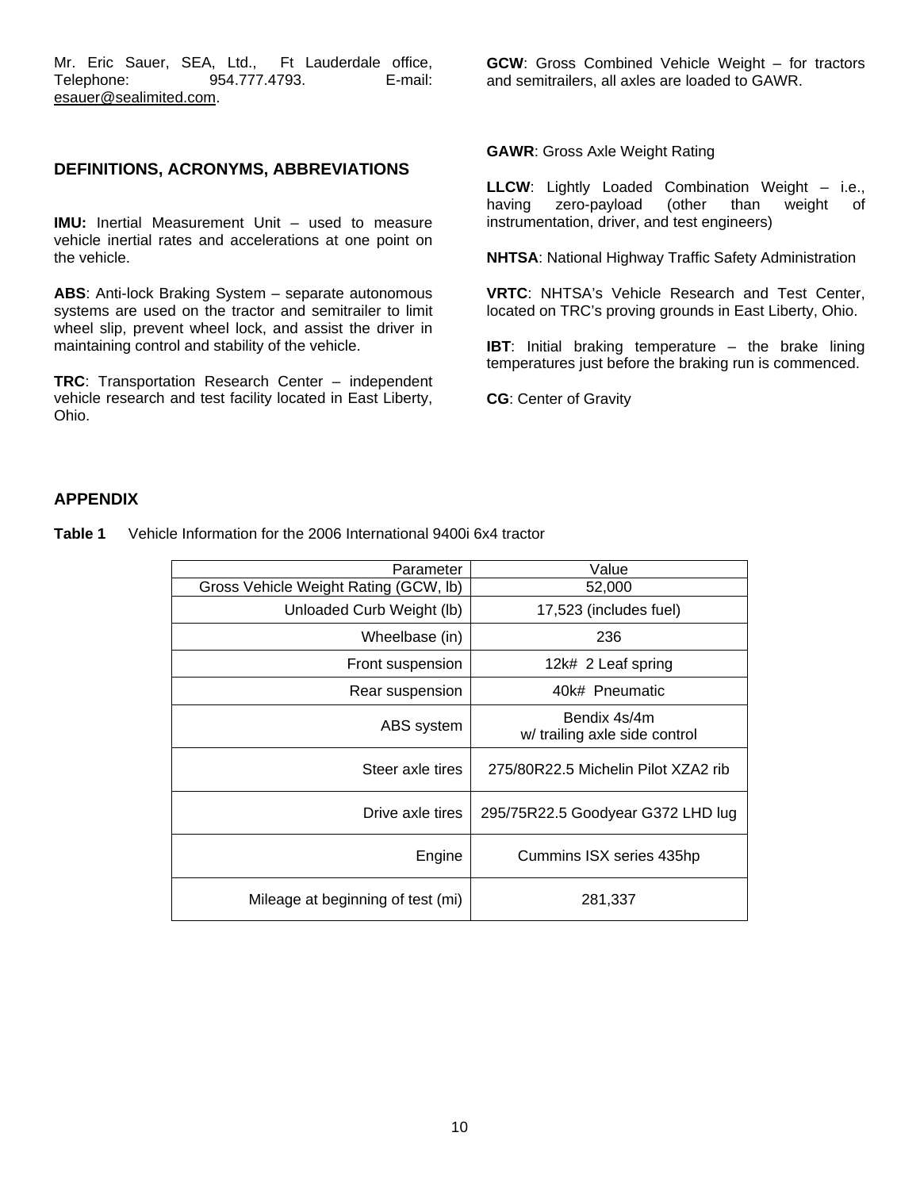Mr. Eric Sauer, SEA, Ltd., Ft Lauderdale office, Telephone: 954.777.4793. E-mail: esauer@sealimited.com.

## DEFINITIONS, ACRONYMS, ABBREVIATIONS

**IMU:** Inertial Measurement Unit – used to measure vehicle inertial rates and accelerations at one point on the vehicle.

**ABS**: Anti-lock Braking System – separate autonomous systems are used on the tractor and semitrailer to limit wheel slip, prevent wheel lock, and assist the driver in maintaining control and stability of the vehicle.

**TRC**: Transportation Research Center – independent vehicle research and test facility located in East Liberty, Ohio.

**GCW**: Gross Combined Vehicle Weight – for tractors and semitrailers, all axles are loaded to GAWR.

**GAWR**: Gross Axle Weight Rating

**LLCW**: Lightly Loaded Combination Weight – i.e., having zero-payload (other than weight of instrumentation, driver, and test engineers)

**NHTSA**: National Highway Traffic Safety Administration

**VRTC**: NHTSA's Vehicle Research and Test Center, located on TRC's proving grounds in East Liberty, Ohio.

**IBT**: Initial braking temperature – the brake lining temperatures just before the braking run is commenced.

**CG**: Center of Gravity

## APPENDIX

**Table 1** Vehicle Information for the 2006 International 9400i 6x4 tractor

| Parameter | Value |
| --- | --- |
| Gross Vehicle Weight Rating (GCW, lb) | 52,000 |
| Unloaded Curb Weight (lb) | 17,523 (includes fuel) |
| Wheelbase (in) | 236 |
| Front suspension | 12k# 2 Leaf spring |
| Rear suspension | 40k# Pneumatic |
| ABS system | Bendix 4s/4m w/ trailing axle side control |
| Steer axle tires | 275/80R22.5 Michelin Pilot XZA2 rib |
| Drive axle tires | 295/75R22.5 Goodyear G372 LHD lug |
| Engine | Cummins ISX series 435hp |
| Mileage at beginning of test (mi) | 281,337 |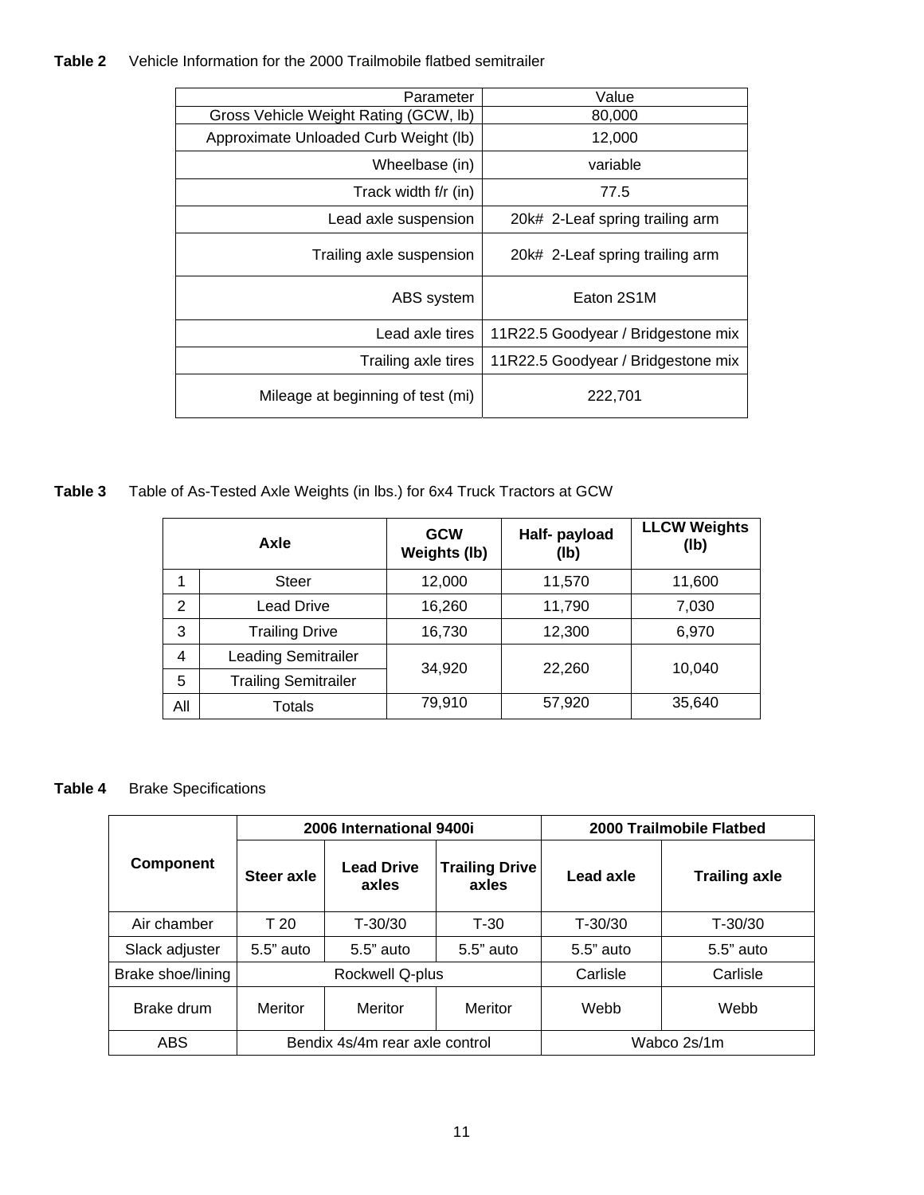**Table 2** Vehicle Information for the 2000 Trailmobile flatbed semitrailer

| Parameter | Value |
|---|---|
| Gross Vehicle Weight Rating (GCW, lb) | 80,000 |
| Approximate Unloaded Curb Weight (lb) | 12,000 |
| Wheelbase (in) | variable |
| Track width f/r (in) | 77.5 |
| Lead axle suspension | 20k# 2-Leaf spring trailing arm |
| Trailing axle suspension | 20k# 2-Leaf spring trailing arm |
| ABS system | Eaton 2S1M |
| Lead axle tires | 11R22.5 Goodyear / Bridgestone mix |
| Trailing axle tires | 11R22.5 Goodyear / Bridgestone mix |
| Mileage at beginning of test (mi) | 222,701 |

**Table 3** Table of As-Tested Axle Weights (in lbs.) for 6x4 Truck Tractors at GCW

| Axle | | GCW Weights (lb) | Half- payload (lb) | LLCW Weights (lb) |
|---|---|---|---|---|
| 1 | Steer | 12,000 | 11,570 | 11,600 |
| 2 | Lead Drive | 16,260 | 11,790 | 7,030 |
| 3 | Trailing Drive | 16,730 | 12,300 | 6,970 |
| 4 | Leading Semitrailer | 34,920 | 22,260 | 10,040 |
| 5 | Trailing Semitrailer | | | |
| All | Totals | 79,910 | 57,920 | 35,640 |

**Table 4** Brake Specifications

| Component | 2006 International 9400i | | | 2000 Trailmobile Flatbed | |
|---|---|---|---|---|---|
| | Steer axle | Lead Drive axles | Trailing Drive axles | Lead axle | Trailing axle |
| Air chamber | T 20 | T-30/30 | T-30 | T-30/30 | T-30/30 |
| Slack adjuster | 5.5" auto | 5.5" auto | 5.5" auto | 5.5" auto | 5.5" auto |
| Brake shoe/lining | Rockwell Q-plus | | | Carlisle | Carlisle |
| Brake drum | Meritor | Meritor | Meritor | Webb | Webb |
| ABS | Bendix 4s/4m rear axle control | | | Wabco 2s/1m | |